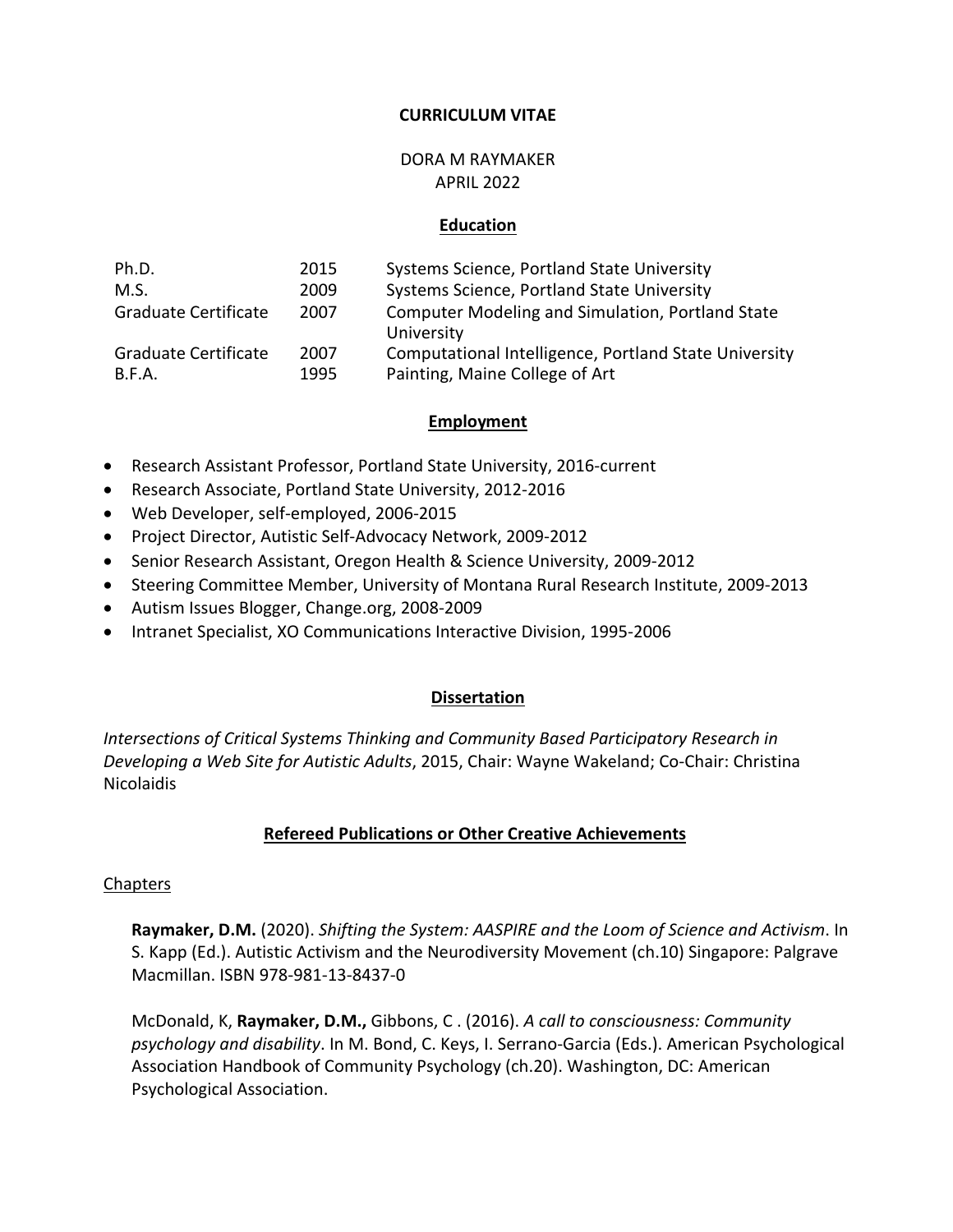# CURRICULUM VITAE

DORA M RAYMAKER
APRIL 2022

## Education

| | | |
|---|---|---|
| Ph.D. | 2015 | Systems Science, Portland State University |
| M.S. | 2009 | Systems Science, Portland State University |
| Graduate Certificate | 2007 | Computer Modeling and Simulation, Portland State University |
| Graduate Certificate | 2007 | Computational Intelligence, Portland State University |
| B.F.A. | 1995 | Painting, Maine College of Art |

## Employment

- Research Assistant Professor, Portland State University, 2016-current
- Research Associate, Portland State University, 2012-2016
- Web Developer, self-employed, 2006-2015
- Project Director, Autistic Self-Advocacy Network, 2009-2012
- Senior Research Assistant, Oregon Health & Science University, 2009-2012
- Steering Committee Member, University of Montana Rural Research Institute, 2009-2013
- Autism Issues Blogger, Change.org, 2008-2009
- Intranet Specialist, XO Communications Interactive Division, 1995-2006

## Dissertation

*Intersections of Critical Systems Thinking and Community Based Participatory Research in Developing a Web Site for Autistic Adults*, 2015, Chair: Wayne Wakeland; Co-Chair: Christina Nicolaidis

## Refereed Publications or Other Creative Achievements

### Chapters

**Raymaker, D.M.** (2020). *Shifting the System: AASPIRE and the Loom of Science and Activism*. In S. Kapp (Ed.). Autistic Activism and the Neurodiversity Movement (ch.10) Singapore: Palgrave Macmillan. ISBN 978-981-13-8437-0

McDonald, K, **Raymaker, D.M.,** Gibbons, C . (2016). *A call to consciousness: Community psychology and disability*. In M. Bond, C. Keys, I. Serrano-Garcia (Eds.). American Psychological Association Handbook of Community Psychology (ch.20). Washington, DC: American Psychological Association.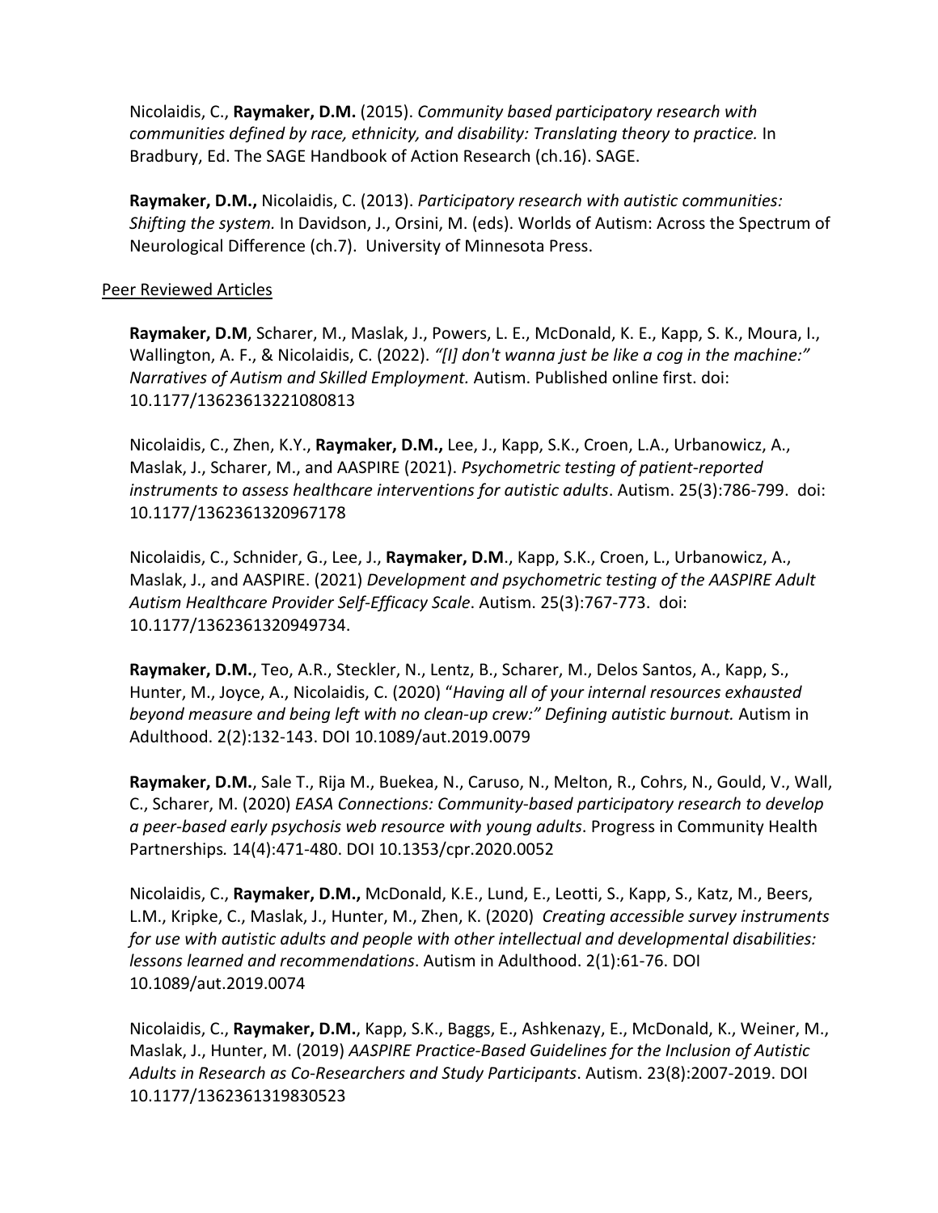Nicolaidis, C., **Raymaker, D.M.** (2015). *Community based participatory research with communities defined by race, ethnicity, and disability: Translating theory to practice.* In Bradbury, Ed. The SAGE Handbook of Action Research (ch.16). SAGE.

**Raymaker, D.M.,** Nicolaidis, C. (2013). *Participatory research with autistic communities: Shifting the system.* In Davidson, J., Orsini, M. (eds). Worlds of Autism: Across the Spectrum of Neurological Difference (ch.7). University of Minnesota Press.

Peer Reviewed Articles

**Raymaker, D.M**, Scharer, M., Maslak, J., Powers, L. E., McDonald, K. E., Kapp, S. K., Moura, I., Wallington, A. F., & Nicolaidis, C. (2022). *"[I] don't wanna just be like a cog in the machine:" Narratives of Autism and Skilled Employment.* Autism. Published online first. doi: 10.1177/13623613221080813

Nicolaidis, C., Zhen, K.Y., **Raymaker, D.M.,** Lee, J., Kapp, S.K., Croen, L.A., Urbanowicz, A., Maslak, J., Scharer, M., and AASPIRE (2021). *Psychometric testing of patient-reported instruments to assess healthcare interventions for autistic adults*. Autism. 25(3):786-799. doi: 10.1177/1362361320967178

Nicolaidis, C., Schnider, G., Lee, J., **Raymaker, D.M**., Kapp, S.K., Croen, L., Urbanowicz, A., Maslak, J., and AASPIRE. (2021) *Development and psychometric testing of the AASPIRE Adult Autism Healthcare Provider Self-Efficacy Scale*. Autism. 25(3):767-773. doi: 10.1177/1362361320949734.

**Raymaker, D.M.**, Teo, A.R., Steckler, N., Lentz, B., Scharer, M., Delos Santos, A., Kapp, S., Hunter, M., Joyce, A., Nicolaidis, C. (2020) "*Having all of your internal resources exhausted beyond measure and being left with no clean-up crew:" Defining autistic burnout.* Autism in Adulthood. 2(2):132-143. DOI 10.1089/aut.2019.0079

**Raymaker, D.M.**, Sale T., Rija M., Buekea, N., Caruso, N., Melton, R., Cohrs, N., Gould, V., Wall, C., Scharer, M. (2020) *EASA Connections: Community-based participatory research to develop a peer-based early psychosis web resource with young adults*. Progress in Community Health Partnerships*.* 14(4):471-480. DOI 10.1353/cpr.2020.0052

Nicolaidis, C., **Raymaker, D.M.,** McDonald, K.E., Lund, E., Leotti, S., Kapp, S., Katz, M., Beers, L.M., Kripke, C., Maslak, J., Hunter, M., Zhen, K. (2020) *Creating accessible survey instruments for use with autistic adults and people with other intellectual and developmental disabilities: lessons learned and recommendations*. Autism in Adulthood. 2(1):61-76. DOI 10.1089/aut.2019.0074

Nicolaidis, C., **Raymaker, D.M.**, Kapp, S.K., Baggs, E., Ashkenazy, E., McDonald, K., Weiner, M., Maslak, J., Hunter, M. (2019) *AASPIRE Practice-Based Guidelines for the Inclusion of Autistic Adults in Research as Co-Researchers and Study Participants*. Autism. 23(8):2007-2019. DOI 10.1177/1362361319830523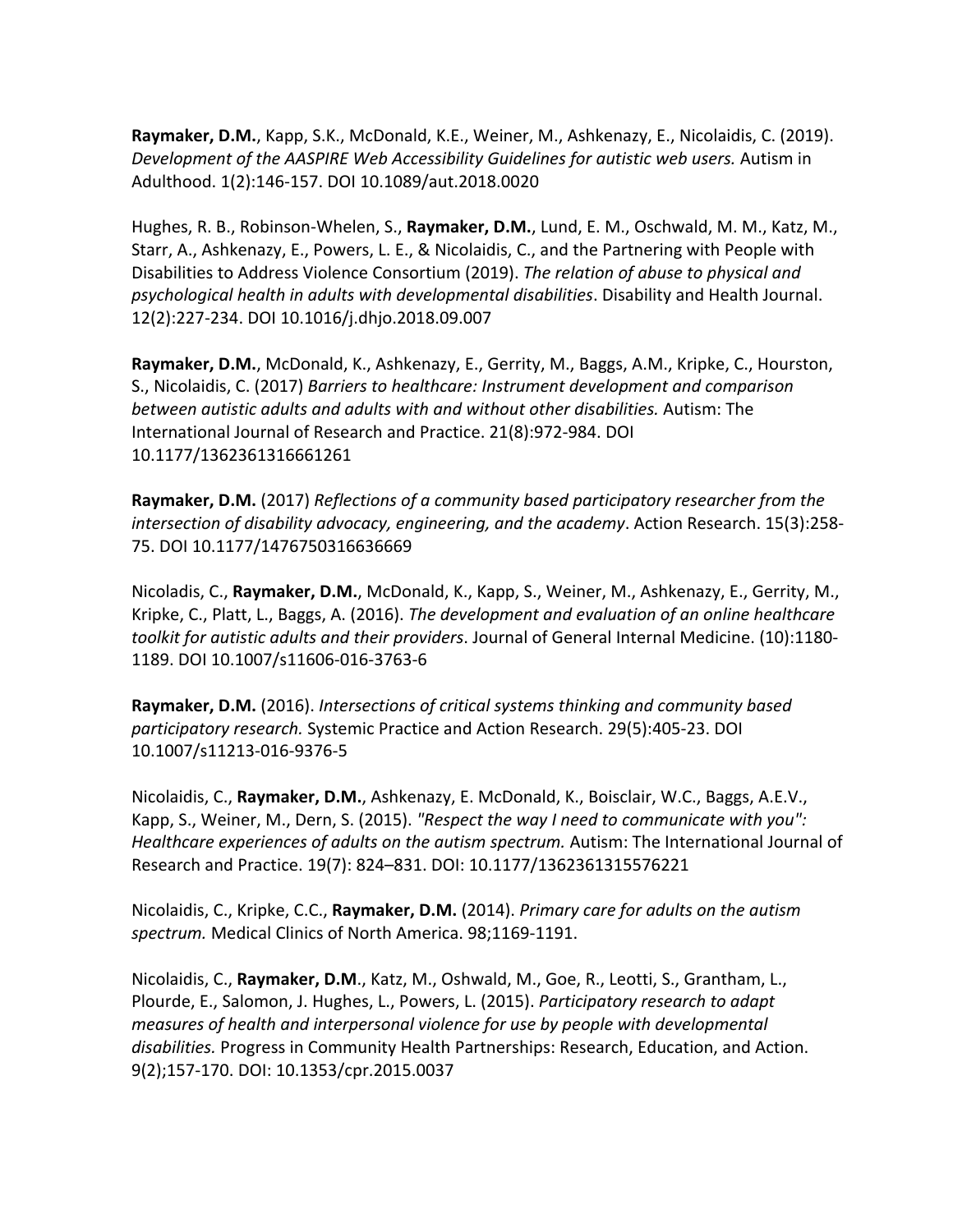**Raymaker, D.M.**, Kapp, S.K., McDonald, K.E., Weiner, M., Ashkenazy, E., Nicolaidis, C. (2019). *Development of the AASPIRE Web Accessibility Guidelines for autistic web users.* Autism in Adulthood. 1(2):146-157. DOI 10.1089/aut.2018.0020

Hughes, R. B., Robinson-Whelen, S., **Raymaker, D.M.**, Lund, E. M., Oschwald, M. M., Katz, M., Starr, A., Ashkenazy, E., Powers, L. E., & Nicolaidis, C., and the Partnering with People with Disabilities to Address Violence Consortium (2019). *The relation of abuse to physical and psychological health in adults with developmental disabilities*. Disability and Health Journal. 12(2):227-234. DOI 10.1016/j.dhjo.2018.09.007

**Raymaker, D.M.**, McDonald, K., Ashkenazy, E., Gerrity, M., Baggs, A.M., Kripke, C., Hourston, S., Nicolaidis, C. (2017) *Barriers to healthcare: Instrument development and comparison between autistic adults and adults with and without other disabilities.* Autism: The International Journal of Research and Practice. 21(8):972-984. DOI 10.1177/1362361316661261

**Raymaker, D.M.** (2017) *Reflections of a community based participatory researcher from the intersection of disability advocacy, engineering, and the academy*. Action Research. 15(3):258-75. DOI 10.1177/1476750316636669

Nicoladis, C., **Raymaker, D.M.**, McDonald, K., Kapp, S., Weiner, M., Ashkenazy, E., Gerrity, M., Kripke, C., Platt, L., Baggs, A. (2016). *The development and evaluation of an online healthcare toolkit for autistic adults and their providers*. Journal of General Internal Medicine. (10):1180-1189. DOI 10.1007/s11606-016-3763-6

**Raymaker, D.M.** (2016). *Intersections of critical systems thinking and community based participatory research.* Systemic Practice and Action Research. 29(5):405-23. DOI 10.1007/s11213-016-9376-5

Nicolaidis, C., **Raymaker, D.M.**, Ashkenazy, E. McDonald, K., Boisclair, W.C., Baggs, A.E.V., Kapp, S., Weiner, M., Dern, S. (2015). *"Respect the way I need to communicate with you": Healthcare experiences of adults on the autism spectrum.* Autism: The International Journal of Research and Practice. 19(7): 824–831. DOI: 10.1177/1362361315576221

Nicolaidis, C., Kripke, C.C., **Raymaker, D.M.** (2014). *Primary care for adults on the autism spectrum.* Medical Clinics of North America. 98;1169-1191.

Nicolaidis, C., **Raymaker, D.M**., Katz, M., Oshwald, M., Goe, R., Leotti, S., Grantham, L., Plourde, E., Salomon, J. Hughes, L., Powers, L. (2015). *Participatory research to adapt measures of health and interpersonal violence for use by people with developmental disabilities.* Progress in Community Health Partnerships: Research, Education, and Action. 9(2);157-170. DOI: 10.1353/cpr.2015.0037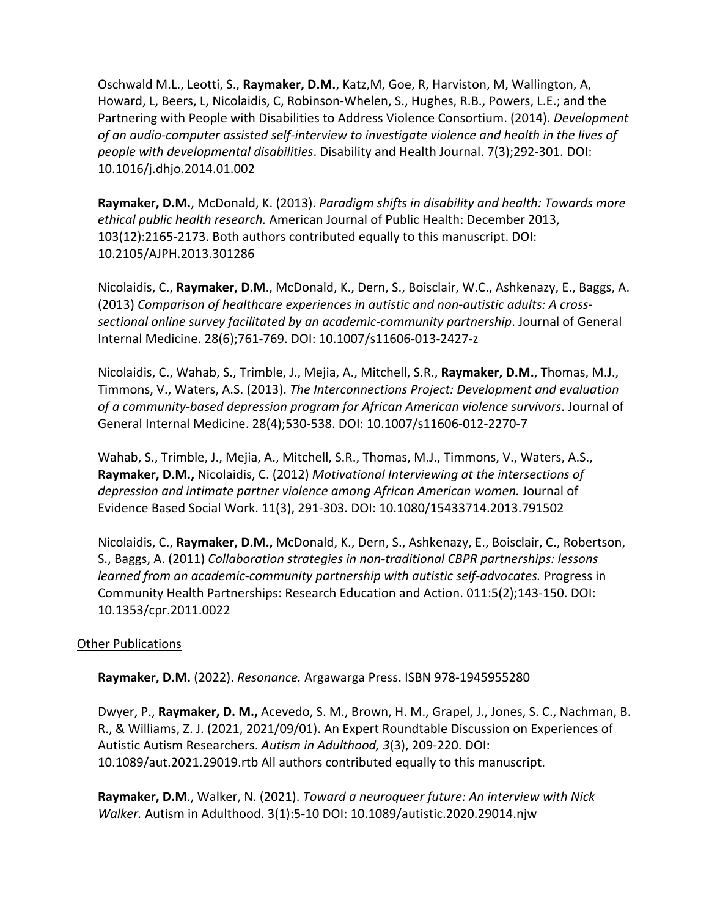Oschwald M.L., Leotti, S., **Raymaker, D.M.**, Katz,M, Goe, R, Harviston, M, Wallington, A, Howard, L, Beers, L, Nicolaidis, C, Robinson-Whelen, S., Hughes, R.B., Powers, L.E.; and the Partnering with People with Disabilities to Address Violence Consortium. (2014). *Development of an audio-computer assisted self-interview to investigate violence and health in the lives of people with developmental disabilities*. Disability and Health Journal. 7(3);292-301. DOI: 10.1016/j.dhjo.2014.01.002

**Raymaker, D.M.**, McDonald, K. (2013). *Paradigm shifts in disability and health: Towards more ethical public health research.* American Journal of Public Health: December 2013, 103(12):2165-2173. Both authors contributed equally to this manuscript. DOI: 10.2105/AJPH.2013.301286

Nicolaidis, C., **Raymaker, D.M**., McDonald, K., Dern, S., Boisclair, W.C., Ashkenazy, E., Baggs, A. (2013) *Comparison of healthcare experiences in autistic and non-autistic adults: A cross-sectional online survey facilitated by an academic-community partnership*. Journal of General Internal Medicine. 28(6);761-769. DOI: 10.1007/s11606-013-2427-z

Nicolaidis, C., Wahab, S., Trimble, J., Mejia, A., Mitchell, S.R., **Raymaker, D.M.**, Thomas, M.J., Timmons, V., Waters, A.S. (2013). *The Interconnections Project: Development and evaluation of a community-based depression program for African American violence survivors*. Journal of General Internal Medicine. 28(4);530-538. DOI: 10.1007/s11606-012-2270-7

Wahab, S., Trimble, J., Mejia, A., Mitchell, S.R., Thomas, M.J., Timmons, V., Waters, A.S., **Raymaker, D.M.,** Nicolaidis, C. (2012) *Motivational Interviewing at the intersections of depression and intimate partner violence among African American women.* Journal of Evidence Based Social Work. 11(3), 291-303. DOI: 10.1080/15433714.2013.791502

Nicolaidis, C., **Raymaker, D.M.,** McDonald, K., Dern, S., Ashkenazy, E., Boisclair, C., Robertson, S., Baggs, A. (2011) *Collaboration strategies in non-traditional CBPR partnerships: lessons learned from an academic-community partnership with autistic self-advocates.* Progress in Community Health Partnerships: Research Education and Action. 011:5(2);143-150. DOI: 10.1353/cpr.2011.0022

Other Publications

**Raymaker, D.M.** (2022). *Resonance.* Argawarga Press. ISBN 978-1945955280

Dwyer, P., **Raymaker, D. M.,** Acevedo, S. M., Brown, H. M., Grapel, J., Jones, S. C., Nachman, B. R., & Williams, Z. J. (2021, 2021/09/01). An Expert Roundtable Discussion on Experiences of Autistic Autism Researchers. *Autism in Adulthood, 3*(3), 209-220. DOI: 10.1089/aut.2021.29019.rtb All authors contributed equally to this manuscript.

**Raymaker, D.M**., Walker, N. (2021). *Toward a neuroqueer future: An interview with Nick Walker.* Autism in Adulthood. 3(1):5-10 DOI: 10.1089/autistic.2020.29014.njw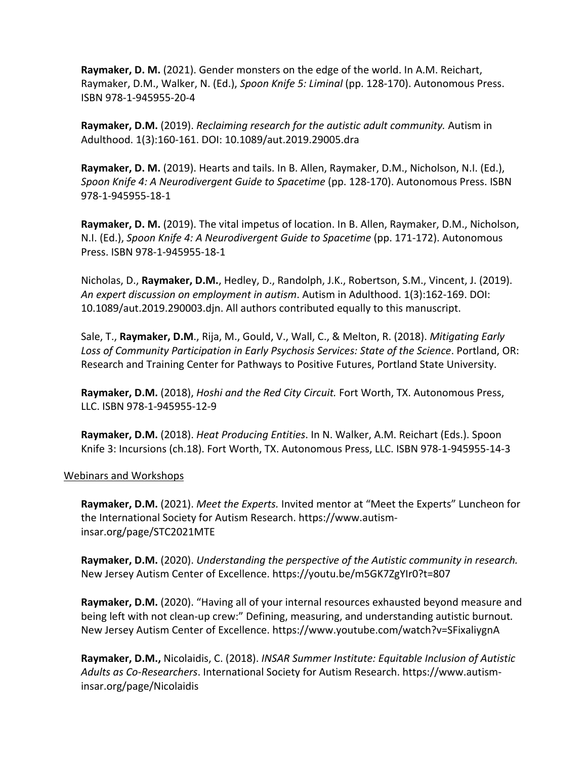**Raymaker, D. M.** (2021). Gender monsters on the edge of the world. In A.M. Reichart, Raymaker, D.M., Walker, N. (Ed.), *Spoon Knife 5: Liminal* (pp. 128-170). Autonomous Press. ISBN 978-1-945955-20-4

**Raymaker, D.M.** (2019). *Reclaiming research for the autistic adult community.* Autism in Adulthood. 1(3):160-161. DOI: 10.1089/aut.2019.29005.dra

**Raymaker, D. M.** (2019). Hearts and tails. In B. Allen, Raymaker, D.M., Nicholson, N.I. (Ed.), *Spoon Knife 4: A Neurodivergent Guide to Spacetime* (pp. 128-170). Autonomous Press. ISBN 978-1-945955-18-1

**Raymaker, D. M.** (2019). The vital impetus of location. In B. Allen, Raymaker, D.M., Nicholson, N.I. (Ed.), *Spoon Knife 4: A Neurodivergent Guide to Spacetime* (pp. 171-172). Autonomous Press. ISBN 978-1-945955-18-1

Nicholas, D., **Raymaker, D.M.**, Hedley, D., Randolph, J.K., Robertson, S.M., Vincent, J. (2019). *An expert discussion on employment in autism*. Autism in Adulthood. 1(3):162-169. DOI: 10.1089/aut.2019.290003.djn. All authors contributed equally to this manuscript.

Sale, T., **Raymaker, D.M**., Rija, M., Gould, V., Wall, C., & Melton, R. (2018). *Mitigating Early Loss of Community Participation in Early Psychosis Services: State of the Science*. Portland, OR: Research and Training Center for Pathways to Positive Futures, Portland State University.

**Raymaker, D.M.** (2018), *Hoshi and the Red City Circuit.* Fort Worth, TX. Autonomous Press, LLC. ISBN 978-1-945955-12-9

**Raymaker, D.M.** (2018). *Heat Producing Entities*. In N. Walker, A.M. Reichart (Eds.). Spoon Knife 3: Incursions (ch.18). Fort Worth, TX. Autonomous Press, LLC. ISBN 978-1-945955-14-3

Webinars and Workshops

**Raymaker, D.M.** (2021). *Meet the Experts.* Invited mentor at "Meet the Experts" Luncheon for the International Society for Autism Research. https://www.autism-insar.org/page/STC2021MTE

**Raymaker, D.M.** (2020). *Understanding the perspective of the Autistic community in research.* New Jersey Autism Center of Excellence. https://youtu.be/m5GK7ZgYIr0?t=807

**Raymaker, D.M.** (2020). "Having all of your internal resources exhausted beyond measure and being left with not clean-up crew:" Defining, measuring, and understanding autistic burnout*.* New Jersey Autism Center of Excellence. https://www.youtube.com/watch?v=SFixaliygnA

**Raymaker, D.M.,** Nicolaidis, C. (2018). *INSAR Summer Institute: Equitable Inclusion of Autistic Adults as Co-Researchers*. International Society for Autism Research. https://www.autism-insar.org/page/Nicolaidis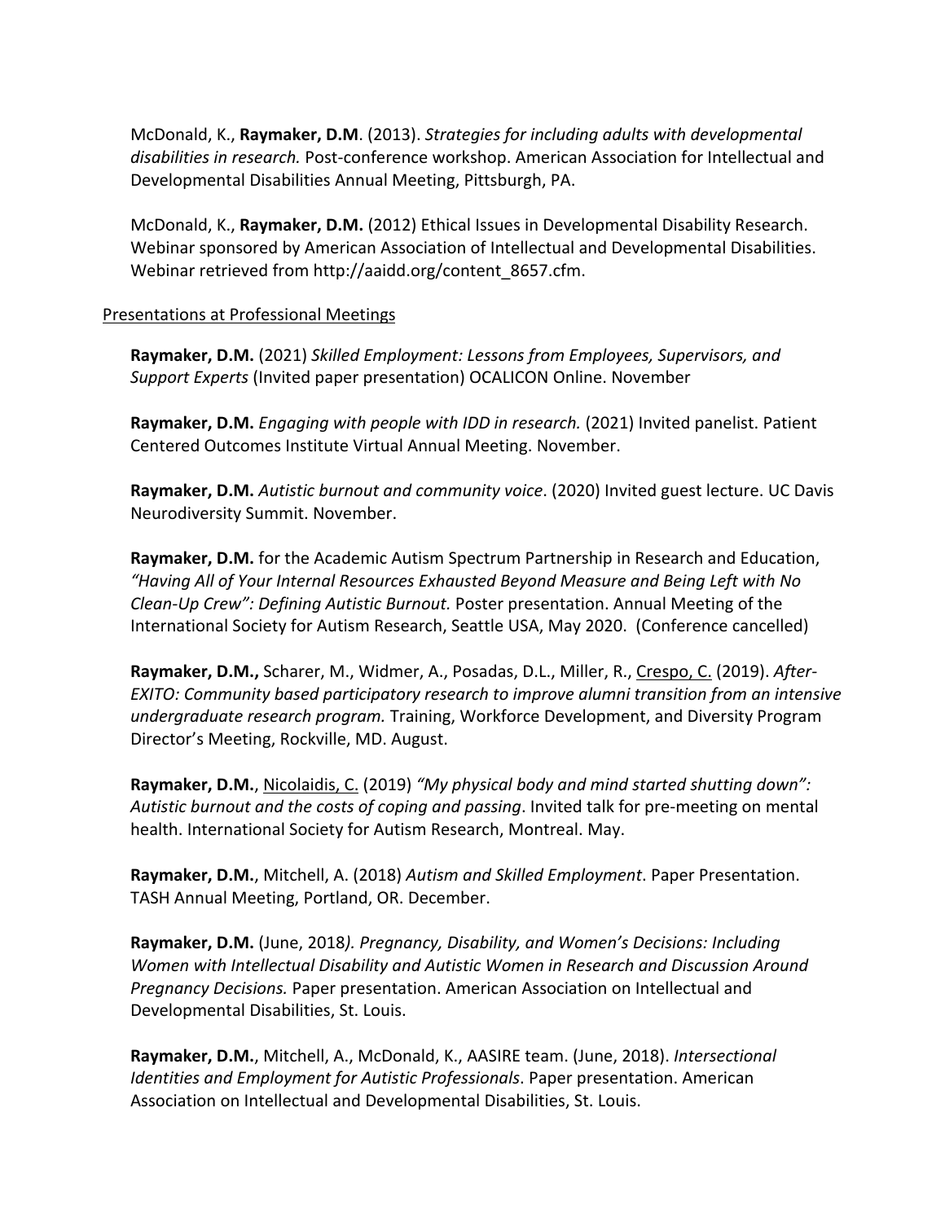McDonald, K., **Raymaker, D.M**. (2013). *Strategies for including adults with developmental disabilities in research.* Post-conference workshop. American Association for Intellectual and Developmental Disabilities Annual Meeting, Pittsburgh, PA.

McDonald, K., **Raymaker, D.M.** (2012) Ethical Issues in Developmental Disability Research. Webinar sponsored by American Association of Intellectual and Developmental Disabilities. Webinar retrieved from http://aaidd.org/content_8657.cfm.

<u>Presentations at Professional Meetings</u>

**Raymaker, D.M.** (2021) *Skilled Employment: Lessons from Employees, Supervisors, and Support Experts* (Invited paper presentation) OCALICON Online. November

**Raymaker, D.M.** *Engaging with people with IDD in research.* (2021) Invited panelist. Patient Centered Outcomes Institute Virtual Annual Meeting. November.

**Raymaker, D.M.** *Autistic burnout and community voice*. (2020) Invited guest lecture. UC Davis Neurodiversity Summit. November.

**Raymaker, D.M.** for the Academic Autism Spectrum Partnership in Research and Education, *"Having All of Your Internal Resources Exhausted Beyond Measure and Being Left with No Clean-Up Crew": Defining Autistic Burnout.* Poster presentation. Annual Meeting of the International Society for Autism Research, Seattle USA, May 2020. (Conference cancelled)

**Raymaker, D.M.,** Scharer, M., Widmer, A., Posadas, D.L., Miller, R., <u>Crespo, C.</u> (2019). *After-EXITO: Community based participatory research to improve alumni transition from an intensive undergraduate research program.* Training, Workforce Development, and Diversity Program Director's Meeting, Rockville, MD. August.

**Raymaker, D.M.**, <u>Nicolaidis, C.</u> (2019) *"My physical body and mind started shutting down": Autistic burnout and the costs of coping and passing*. Invited talk for pre-meeting on mental health. International Society for Autism Research, Montreal. May.

**Raymaker, D.M.**, Mitchell, A. (2018) *Autism and Skilled Employment*. Paper Presentation. TASH Annual Meeting, Portland, OR. December.

**Raymaker, D.M.** (June, 2018*). Pregnancy, Disability, and Women's Decisions: Including Women with Intellectual Disability and Autistic Women in Research and Discussion Around Pregnancy Decisions.* Paper presentation. American Association on Intellectual and Developmental Disabilities, St. Louis.

**Raymaker, D.M.**, Mitchell, A., McDonald, K., AASIRE team. (June, 2018). *Intersectional Identities and Employment for Autistic Professionals*. Paper presentation. American Association on Intellectual and Developmental Disabilities, St. Louis.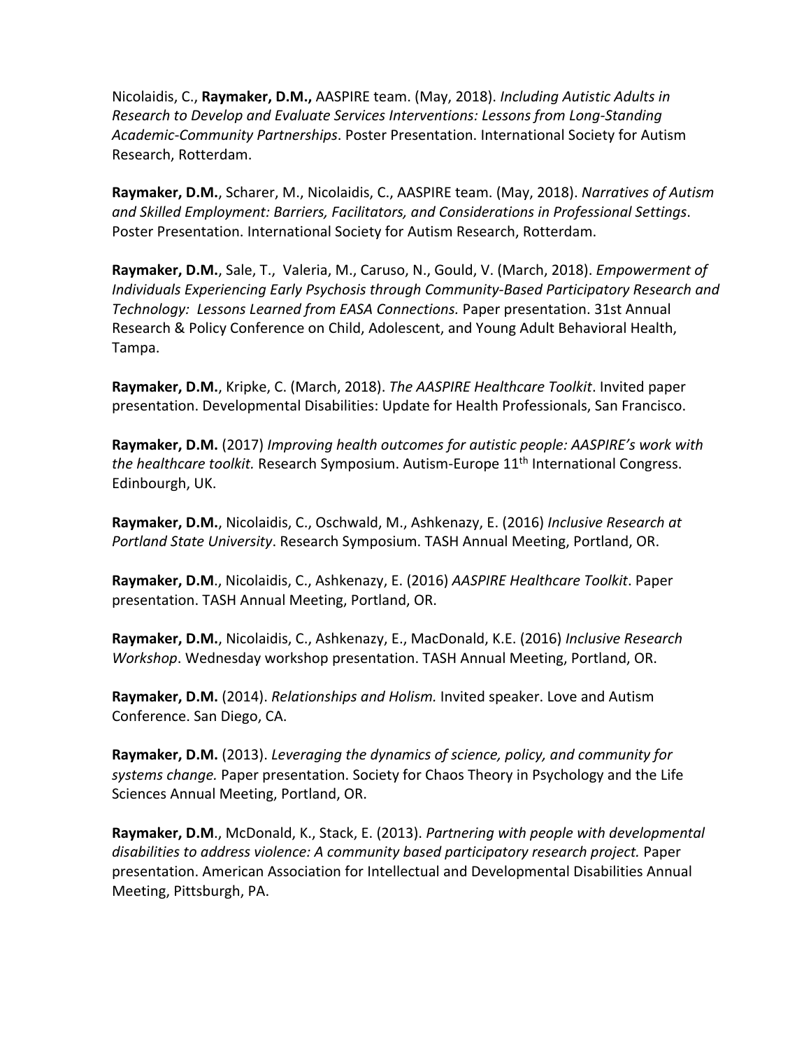Nicolaidis, C., **Raymaker, D.M.,** AASPIRE team. (May, 2018). *Including Autistic Adults in Research to Develop and Evaluate Services Interventions: Lessons from Long-Standing Academic-Community Partnerships*. Poster Presentation. International Society for Autism Research, Rotterdam.

**Raymaker, D.M.**, Scharer, M., Nicolaidis, C., AASPIRE team. (May, 2018). *Narratives of Autism and Skilled Employment: Barriers, Facilitators, and Considerations in Professional Settings*. Poster Presentation. International Society for Autism Research, Rotterdam.

**Raymaker, D.M.**, Sale, T., Valeria, M., Caruso, N., Gould, V. (March, 2018). *Empowerment of Individuals Experiencing Early Psychosis through Community-Based Participatory Research and Technology: Lessons Learned from EASA Connections.* Paper presentation. 31st Annual Research & Policy Conference on Child, Adolescent, and Young Adult Behavioral Health, Tampa.

**Raymaker, D.M.**, Kripke, C. (March, 2018). *The AASPIRE Healthcare Toolkit*. Invited paper presentation. Developmental Disabilities: Update for Health Professionals, San Francisco.

**Raymaker, D.M.** (2017) *Improving health outcomes for autistic people: AASPIRE's work with the healthcare toolkit.* Research Symposium. Autism-Europe 11th International Congress. Edinbourgh, UK.

**Raymaker, D.M.**, Nicolaidis, C., Oschwald, M., Ashkenazy, E. (2016) *Inclusive Research at Portland State University*. Research Symposium. TASH Annual Meeting, Portland, OR.

**Raymaker, D.M**., Nicolaidis, C., Ashkenazy, E. (2016) *AASPIRE Healthcare Toolkit*. Paper presentation. TASH Annual Meeting, Portland, OR.

**Raymaker, D.M.**, Nicolaidis, C., Ashkenazy, E., MacDonald, K.E. (2016) *Inclusive Research Workshop*. Wednesday workshop presentation. TASH Annual Meeting, Portland, OR.

**Raymaker, D.M.** (2014). *Relationships and Holism.* Invited speaker. Love and Autism Conference. San Diego, CA.

**Raymaker, D.M.** (2013). *Leveraging the dynamics of science, policy, and community for systems change.* Paper presentation. Society for Chaos Theory in Psychology and the Life Sciences Annual Meeting, Portland, OR.

**Raymaker, D.M**., McDonald, K., Stack, E. (2013). *Partnering with people with developmental disabilities to address violence: A community based participatory research project.* Paper presentation. American Association for Intellectual and Developmental Disabilities Annual Meeting, Pittsburgh, PA.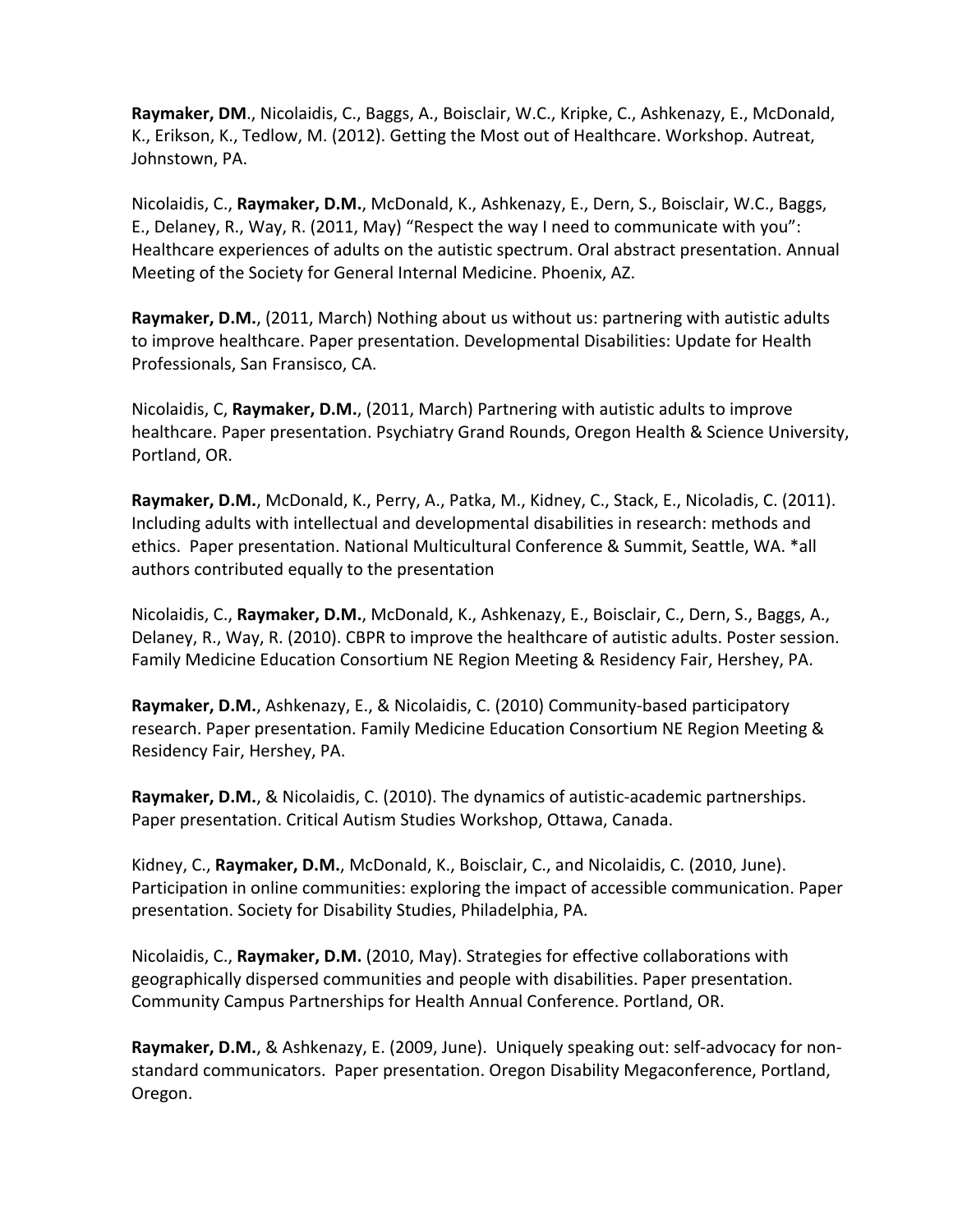**Raymaker, DM**., Nicolaidis, C., Baggs, A., Boisclair, W.C., Kripke, C., Ashkenazy, E., McDonald, K., Erikson, K., Tedlow, M. (2012). Getting the Most out of Healthcare. Workshop. Autreat, Johnstown, PA.

Nicolaidis, C., **Raymaker, D.M.**, McDonald, K., Ashkenazy, E., Dern, S., Boisclair, W.C., Baggs, E., Delaney, R., Way, R. (2011, May) "Respect the way I need to communicate with you": Healthcare experiences of adults on the autistic spectrum. Oral abstract presentation. Annual Meeting of the Society for General Internal Medicine. Phoenix, AZ.

**Raymaker, D.M.**, (2011, March) Nothing about us without us: partnering with autistic adults to improve healthcare. Paper presentation. Developmental Disabilities: Update for Health Professionals, San Fransisco, CA.

Nicolaidis, C, **Raymaker, D.M.**, (2011, March) Partnering with autistic adults to improve healthcare. Paper presentation. Psychiatry Grand Rounds, Oregon Health & Science University, Portland, OR.

**Raymaker, D.M.**, McDonald, K., Perry, A., Patka, M., Kidney, C., Stack, E., Nicoladis, C. (2011). Including adults with intellectual and developmental disabilities in research: methods and ethics. Paper presentation. National Multicultural Conference & Summit, Seattle, WA. *all authors contributed equally to the presentation

Nicolaidis, C., **Raymaker, D.M.**, McDonald, K., Ashkenazy, E., Boisclair, C., Dern, S., Baggs, A., Delaney, R., Way, R. (2010). CBPR to improve the healthcare of autistic adults. Poster session. Family Medicine Education Consortium NE Region Meeting & Residency Fair, Hershey, PA.

**Raymaker, D.M.**, Ashkenazy, E., & Nicolaidis, C. (2010) Community-based participatory research. Paper presentation. Family Medicine Education Consortium NE Region Meeting & Residency Fair, Hershey, PA.

**Raymaker, D.M.**, & Nicolaidis, C. (2010). The dynamics of autistic-academic partnerships. Paper presentation. Critical Autism Studies Workshop, Ottawa, Canada.

Kidney, C., **Raymaker, D.M.**, McDonald, K., Boisclair, C., and Nicolaidis, C. (2010, June). Participation in online communities: exploring the impact of accessible communication. Paper presentation. Society for Disability Studies, Philadelphia, PA.

Nicolaidis, C., **Raymaker, D.M.** (2010, May). Strategies for effective collaborations with geographically dispersed communities and people with disabilities. Paper presentation. Community Campus Partnerships for Health Annual Conference. Portland, OR.

**Raymaker, D.M.**, & Ashkenazy, E. (2009, June). Uniquely speaking out: self-advocacy for non-standard communicators. Paper presentation. Oregon Disability Megaconference, Portland, Oregon.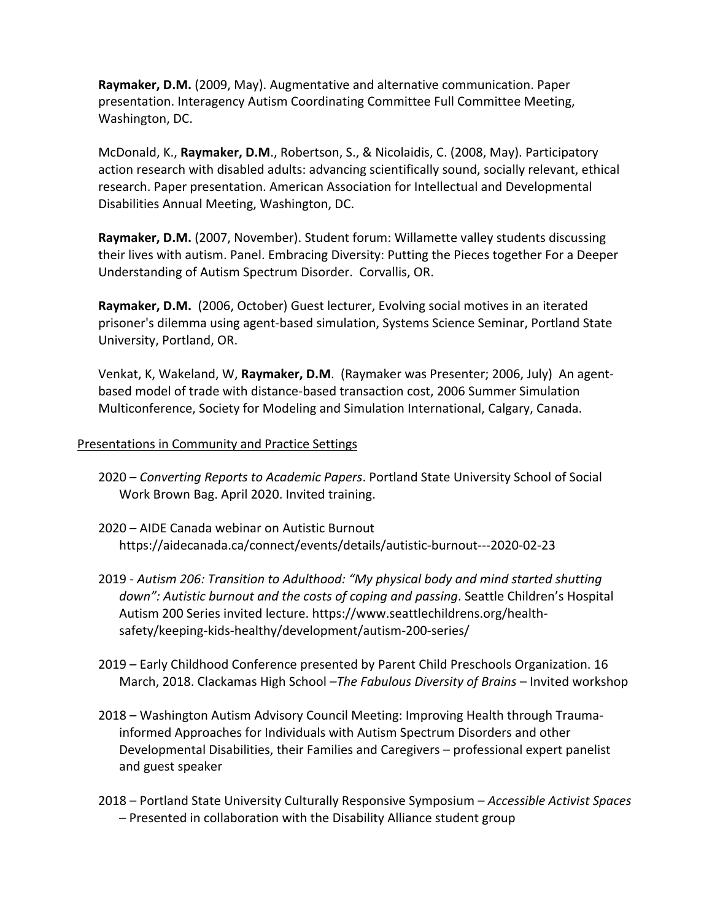**Raymaker, D.M.** (2009, May). Augmentative and alternative communication. Paper presentation. Interagency Autism Coordinating Committee Full Committee Meeting, Washington, DC.

McDonald, K., **Raymaker, D.M**., Robertson, S., & Nicolaidis, C. (2008, May). Participatory action research with disabled adults: advancing scientifically sound, socially relevant, ethical research. Paper presentation. American Association for Intellectual and Developmental Disabilities Annual Meeting, Washington, DC.

**Raymaker, D.M.** (2007, November). Student forum: Willamette valley students discussing their lives with autism. Panel. Embracing Diversity: Putting the Pieces together For a Deeper Understanding of Autism Spectrum Disorder. Corvallis, OR.

**Raymaker, D.M.** (2006, October) Guest lecturer, Evolving social motives in an iterated prisoner's dilemma using agent-based simulation, Systems Science Seminar, Portland State University, Portland, OR.

Venkat, K, Wakeland, W, **Raymaker, D.M**. (Raymaker was Presenter; 2006, July) An agent-based model of trade with distance-based transaction cost, 2006 Summer Simulation Multiconference, Society for Modeling and Simulation International, Calgary, Canada.

<u>Presentations in Community and Practice Settings</u>

- 2020 – *Converting Reports to Academic Papers*. Portland State University School of Social Work Brown Bag. April 2020. Invited training.
- 2020 – AIDE Canada webinar on Autistic Burnout https://aidecanada.ca/connect/events/details/autistic-burnout---2020-02-23
- 2019 - *Autism 206: Transition to Adulthood: "My physical body and mind started shutting down": Autistic burnout and the costs of coping and passing*. Seattle Children's Hospital Autism 200 Series invited lecture. https://www.seattlechildrens.org/health-safety/keeping-kids-healthy/development/autism-200-series/
- 2019 – Early Childhood Conference presented by Parent Child Preschools Organization. 16 March, 2018. Clackamas High School –*The Fabulous Diversity of Brains* – Invited workshop
- 2018 – Washington Autism Advisory Council Meeting: Improving Health through Trauma-informed Approaches for Individuals with Autism Spectrum Disorders and other Developmental Disabilities, their Families and Caregivers – professional expert panelist and guest speaker
- 2018 – Portland State University Culturally Responsive Symposium – *Accessible Activist Spaces* – Presented in collaboration with the Disability Alliance student group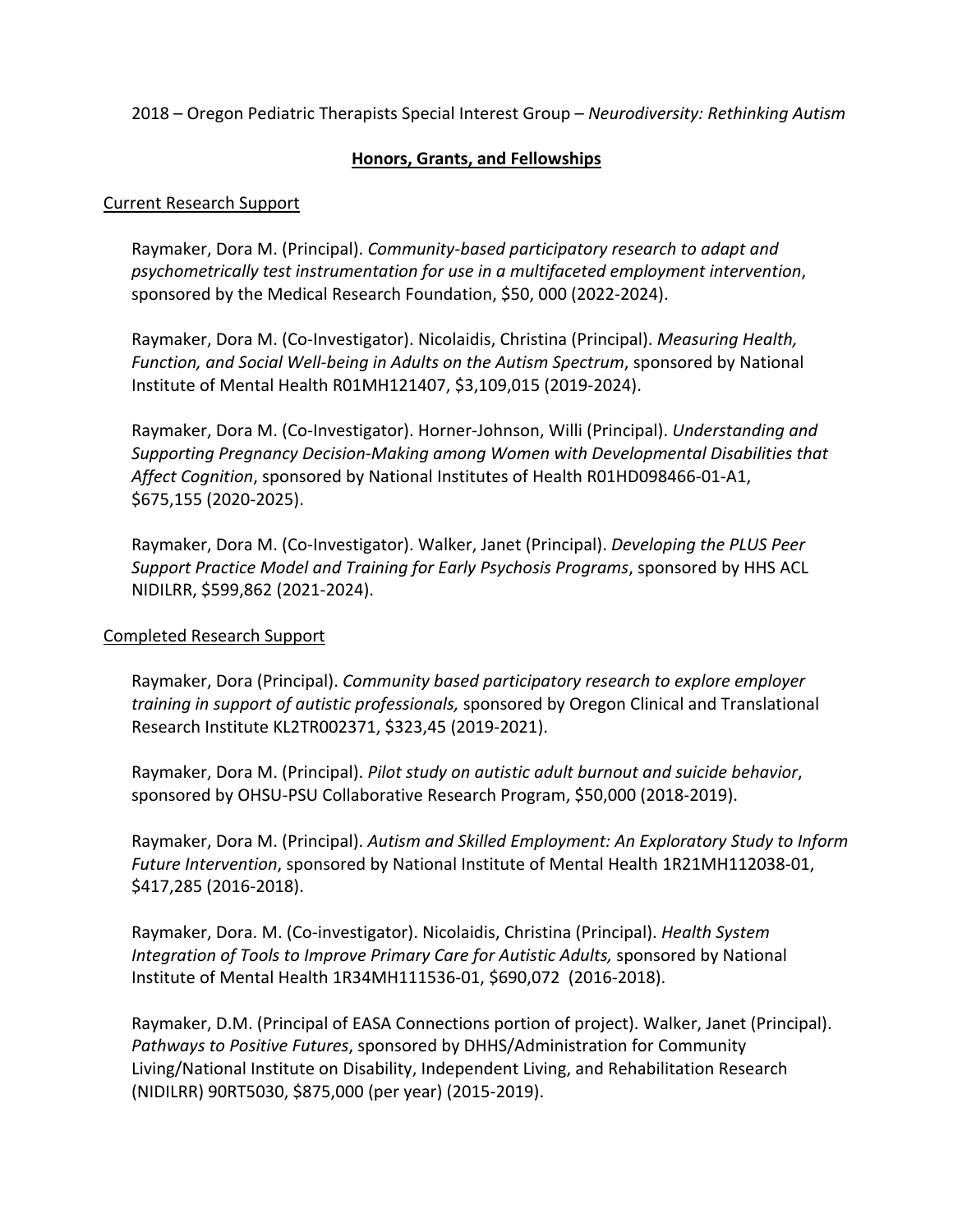2018 – Oregon Pediatric Therapists Special Interest Group – *Neurodiversity: Rethinking Autism*

## Honors, Grants, and Fellowships

### Current Research Support

Raymaker, Dora M. (Principal). *Community-based participatory research to adapt and psychometrically test instrumentation for use in a multifaceted employment intervention*, sponsored by the Medical Research Foundation, $50, 000 (2022-2024).

Raymaker, Dora M. (Co-Investigator). Nicolaidis, Christina (Principal). *Measuring Health, Function, and Social Well-being in Adults on the Autism Spectrum*, sponsored by National Institute of Mental Health R01MH121407, $3,109,015 (2019-2024).

Raymaker, Dora M. (Co-Investigator). Horner-Johnson, Willi (Principal). *Understanding and Supporting Pregnancy Decision-Making among Women with Developmental Disabilities that Affect Cognition*, sponsored by National Institutes of Health R01HD098466-01-A1, $675,155 (2020-2025).

Raymaker, Dora M. (Co-Investigator). Walker, Janet (Principal). *Developing the PLUS Peer Support Practice Model and Training for Early Psychosis Programs*, sponsored by HHS ACL NIDILRR, $599,862 (2021-2024).

### Completed Research Support

Raymaker, Dora (Principal). *Community based participatory research to explore employer training in support of autistic professionals,* sponsored by Oregon Clinical and Translational Research Institute KL2TR002371, $323,45 (2019-2021).

Raymaker, Dora M. (Principal). *Pilot study on autistic adult burnout and suicide behavior*, sponsored by OHSU-PSU Collaborative Research Program, $50,000 (2018-2019).

Raymaker, Dora M. (Principal). *Autism and Skilled Employment: An Exploratory Study to Inform Future Intervention*, sponsored by National Institute of Mental Health 1R21MH112038-01, $417,285 (2016-2018).

Raymaker, Dora. M. (Co-investigator). Nicolaidis, Christina (Principal). *Health System Integration of Tools to Improve Primary Care for Autistic Adults,* sponsored by National Institute of Mental Health 1R34MH111536-01, $690,072 (2016-2018).

Raymaker, D.M. (Principal of EASA Connections portion of project). Walker, Janet (Principal). *Pathways to Positive Futures*, sponsored by DHHS/Administration for Community Living/National Institute on Disability, Independent Living, and Rehabilitation Research (NIDILRR) 90RT5030, $875,000 (per year) (2015-2019).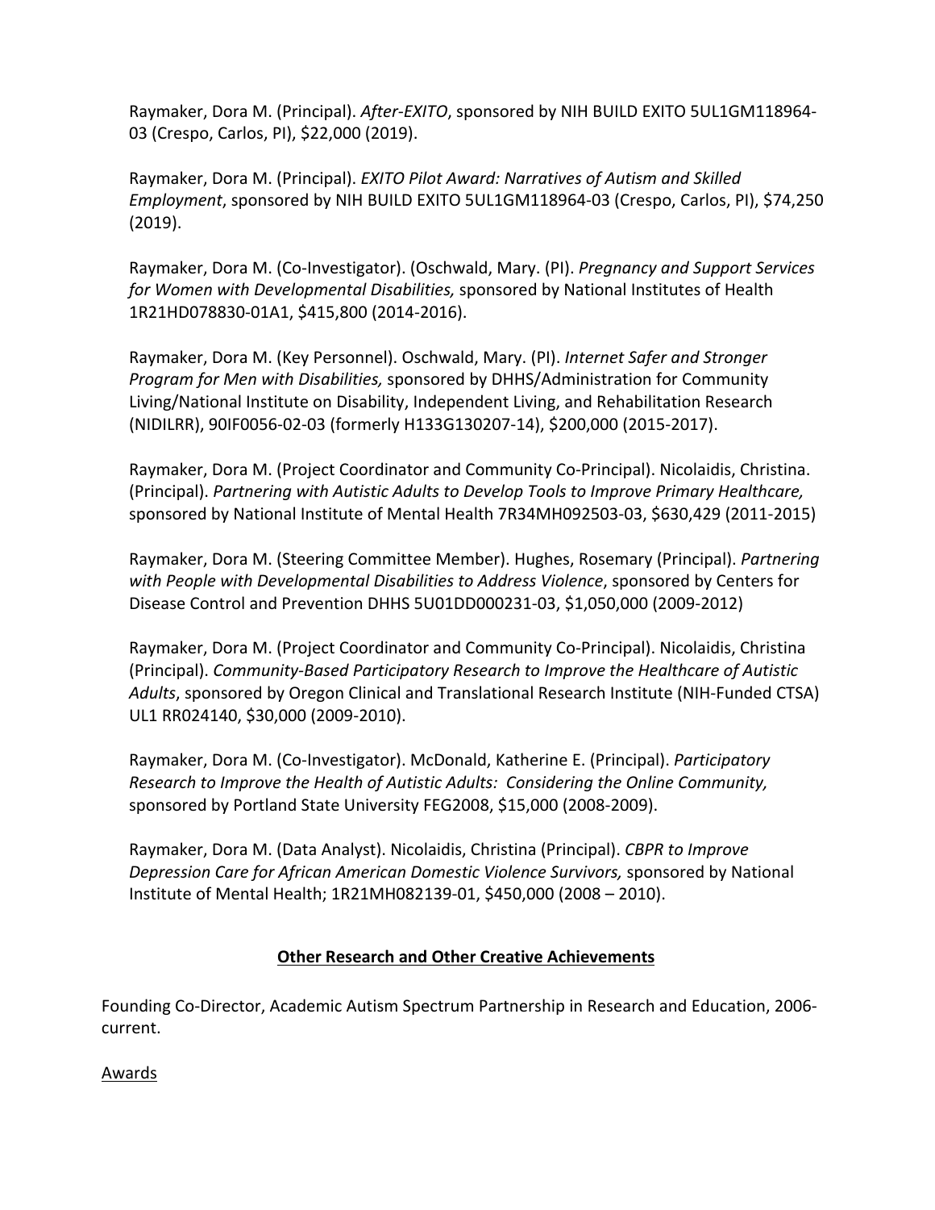Raymaker, Dora M. (Principal). *After-EXITO*, sponsored by NIH BUILD EXITO 5UL1GM118964-03 (Crespo, Carlos, PI), $22,000 (2019).

Raymaker, Dora M. (Principal). *EXITO Pilot Award: Narratives of Autism and Skilled Employment*, sponsored by NIH BUILD EXITO 5UL1GM118964-03 (Crespo, Carlos, PI), $74,250 (2019).

Raymaker, Dora M. (Co-Investigator). (Oschwald, Mary. (PI). *Pregnancy and Support Services for Women with Developmental Disabilities,* sponsored by National Institutes of Health 1R21HD078830-01A1, $415,800 (2014-2016).

Raymaker, Dora M. (Key Personnel). Oschwald, Mary. (PI). *Internet Safer and Stronger Program for Men with Disabilities,* sponsored by DHHS/Administration for Community Living/National Institute on Disability, Independent Living, and Rehabilitation Research (NIDILRR), 90IF0056-02-03 (formerly H133G130207-14), $200,000 (2015-2017).

Raymaker, Dora M. (Project Coordinator and Community Co-Principal). Nicolaidis, Christina. (Principal). *Partnering with Autistic Adults to Develop Tools to Improve Primary Healthcare,* sponsored by National Institute of Mental Health 7R34MH092503-03, $630,429 (2011-2015)

Raymaker, Dora M. (Steering Committee Member). Hughes, Rosemary (Principal). *Partnering with People with Developmental Disabilities to Address Violence*, sponsored by Centers for Disease Control and Prevention DHHS 5U01DD000231-03, $1,050,000 (2009-2012)

Raymaker, Dora M. (Project Coordinator and Community Co-Principal). Nicolaidis, Christina (Principal). *Community-Based Participatory Research to Improve the Healthcare of Autistic Adults*, sponsored by Oregon Clinical and Translational Research Institute (NIH-Funded CTSA) UL1 RR024140, $30,000 (2009-2010).

Raymaker, Dora M. (Co-Investigator). McDonald, Katherine E. (Principal). *Participatory Research to Improve the Health of Autistic Adults: Considering the Online Community,* sponsored by Portland State University FEG2008, $15,000 (2008-2009).

Raymaker, Dora M. (Data Analyst). Nicolaidis, Christina (Principal). *CBPR to Improve Depression Care for African American Domestic Violence Survivors,* sponsored by National Institute of Mental Health; 1R21MH082139-01, $450,000 (2008 – 2010).

## Other Research and Other Creative Achievements

Founding Co-Director, Academic Autism Spectrum Partnership in Research and Education, 2006-current.

### Awards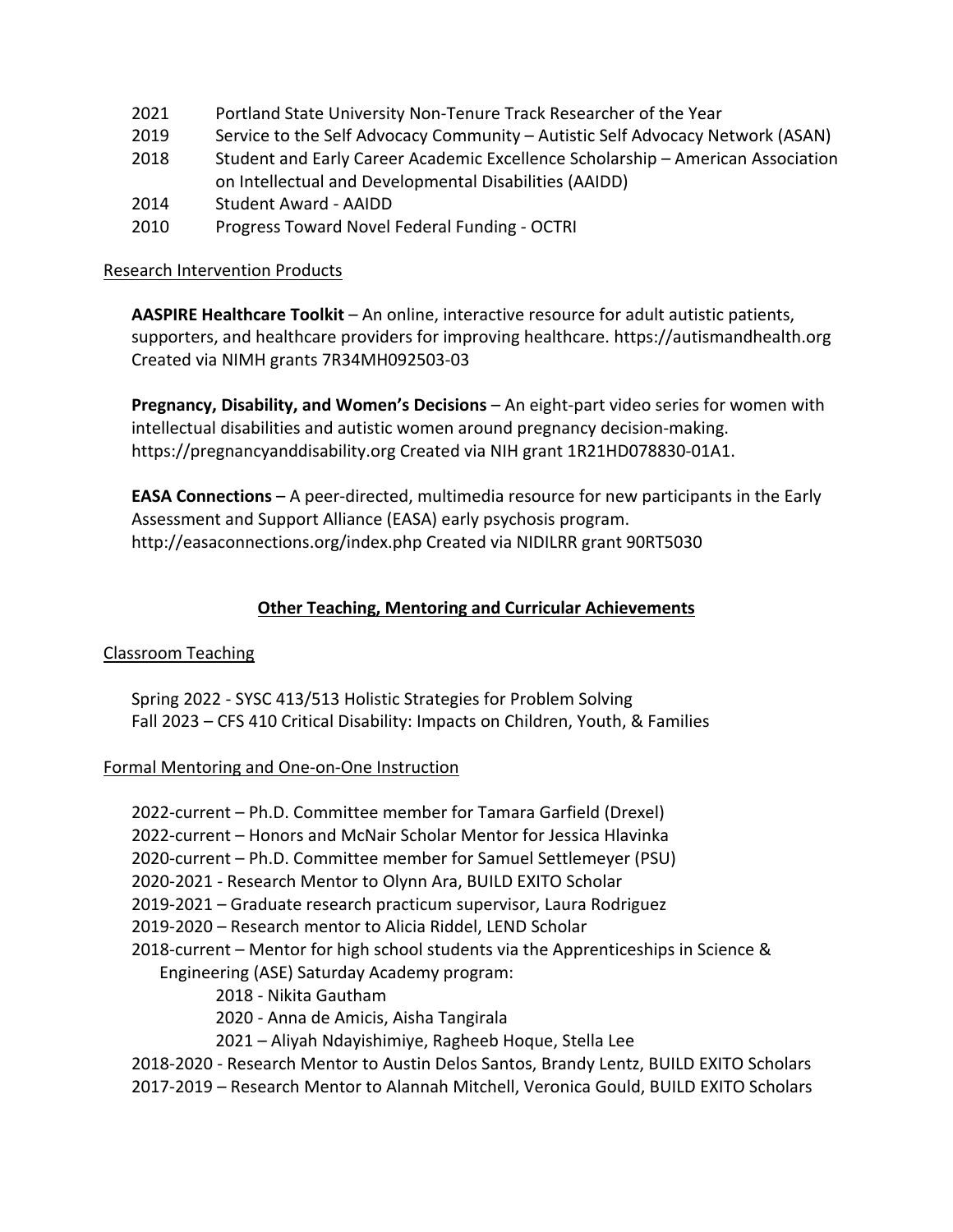2021 Portland State University Non-Tenure Track Researcher of the Year
2019 Service to the Self Advocacy Community – Autistic Self Advocacy Network (ASAN)
2018 Student and Early Career Academic Excellence Scholarship – American Association on Intellectual and Developmental Disabilities (AAIDD)
2014 Student Award - AAIDD
2010 Progress Toward Novel Federal Funding - OCTRI

Research Intervention Products

**AASPIRE Healthcare Toolkit** – An online, interactive resource for adult autistic patients, supporters, and healthcare providers for improving healthcare. https://autismandhealth.org Created via NIMH grants 7R34MH092503-03

**Pregnancy, Disability, and Women's Decisions** – An eight-part video series for women with intellectual disabilities and autistic women around pregnancy decision-making. https://pregnancyanddisability.org Created via NIH grant 1R21HD078830-01A1.

**EASA Connections** – A peer-directed, multimedia resource for new participants in the Early Assessment and Support Alliance (EASA) early psychosis program. http://easaconnections.org/index.php Created via NIDILRR grant 90RT5030

## Other Teaching, Mentoring and Curricular Achievements

Classroom Teaching

Spring 2022 - SYSC 413/513 Holistic Strategies for Problem Solving
Fall 2023 – CFS 410 Critical Disability: Impacts on Children, Youth, & Families

Formal Mentoring and One-on-One Instruction

2022-current – Ph.D. Committee member for Tamara Garfield (Drexel)
2022-current – Honors and McNair Scholar Mentor for Jessica Hlavinka
2020-current – Ph.D. Committee member for Samuel Settlemeyer (PSU)
2020-2021 - Research Mentor to Olynn Ara, BUILD EXITO Scholar
2019-2021 – Graduate research practicum supervisor, Laura Rodriguez
2019-2020 – Research mentor to Alicia Riddel, LEND Scholar
2018-current – Mentor for high school students via the Apprenticeships in Science & Engineering (ASE) Saturday Academy program:
- 2018 - Nikita Gautham
- 2020 - Anna de Amicis, Aisha Tangirala
- 2021 – Aliyah Ndayishimiye, Ragheeb Hoque, Stella Lee

2018-2020 - Research Mentor to Austin Delos Santos, Brandy Lentz, BUILD EXITO Scholars
2017-2019 – Research Mentor to Alannah Mitchell, Veronica Gould, BUILD EXITO Scholars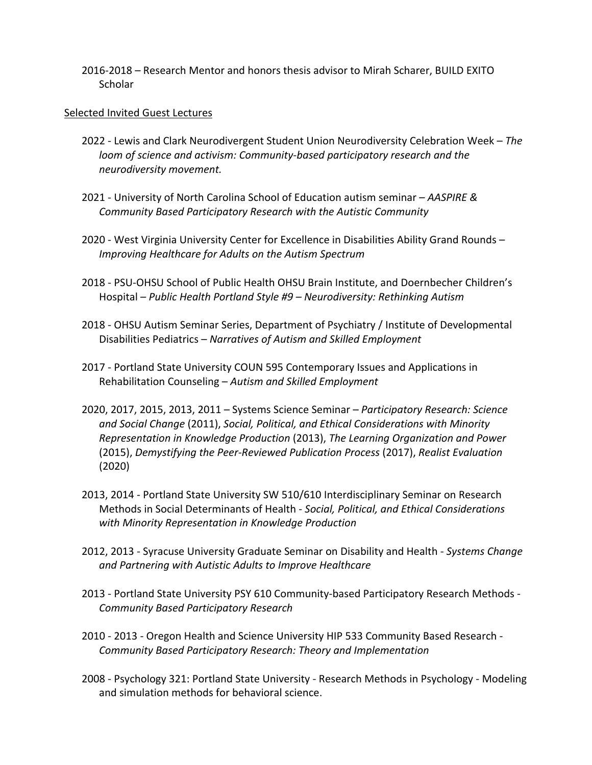2016-2018 – Research Mentor and honors thesis advisor to Mirah Scharer, BUILD EXITO Scholar

Selected Invited Guest Lectures

2022 - Lewis and Clark Neurodivergent Student Union Neurodiversity Celebration Week – *The loom of science and activism: Community-based participatory research and the neurodiversity movement.*

2021 - University of North Carolina School of Education autism seminar – *AASPIRE & Community Based Participatory Research with the Autistic Community*

2020 - West Virginia University Center for Excellence in Disabilities Ability Grand Rounds – *Improving Healthcare for Adults on the Autism Spectrum*

2018 - PSU-OHSU School of Public Health OHSU Brain Institute, and Doernbecher Children's Hospital – *Public Health Portland Style #9 – Neurodiversity: Rethinking Autism*

2018 - OHSU Autism Seminar Series, Department of Psychiatry / Institute of Developmental Disabilities Pediatrics – *Narratives of Autism and Skilled Employment*

2017 - Portland State University COUN 595 Contemporary Issues and Applications in Rehabilitation Counseling – *Autism and Skilled Employment*

2020, 2017, 2015, 2013, 2011 – Systems Science Seminar – *Participatory Research: Science and Social Change* (2011), *Social, Political, and Ethical Considerations with Minority Representation in Knowledge Production* (2013), *The Learning Organization and Power* (2015), *Demystifying the Peer-Reviewed Publication Process* (2017), *Realist Evaluation* (2020)

2013, 2014 - Portland State University SW 510/610 Interdisciplinary Seminar on Research Methods in Social Determinants of Health - *Social, Political, and Ethical Considerations with Minority Representation in Knowledge Production*

2012, 2013 - Syracuse University Graduate Seminar on Disability and Health - *Systems Change and Partnering with Autistic Adults to Improve Healthcare*

2013 - Portland State University PSY 610 Community-based Participatory Research Methods - *Community Based Participatory Research*

2010 - 2013 - Oregon Health and Science University HIP 533 Community Based Research - *Community Based Participatory Research: Theory and Implementation*

2008 - Psychology 321: Portland State University - Research Methods in Psychology - Modeling and simulation methods for behavioral science.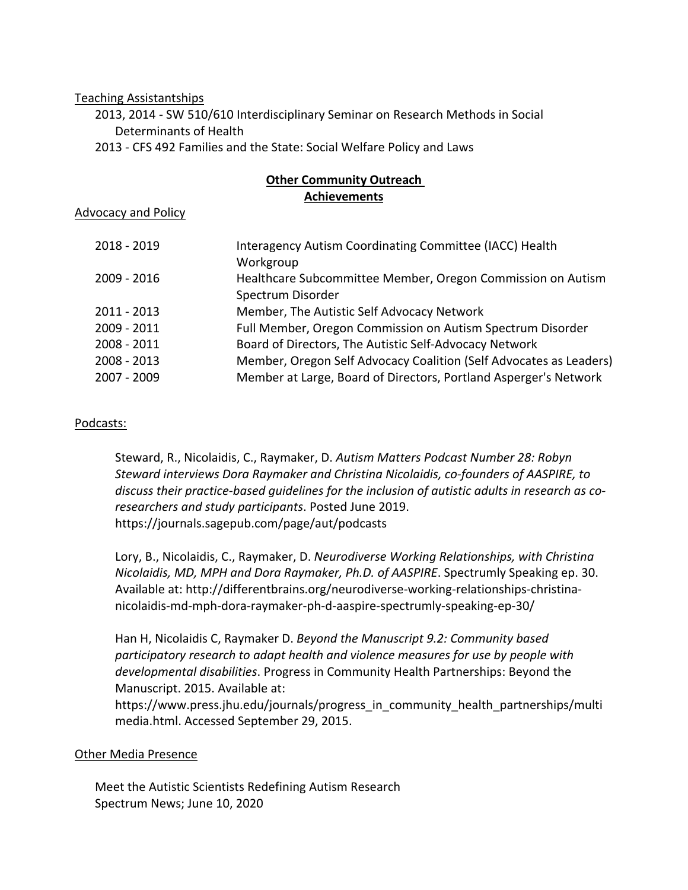Teaching Assistantships

2013, 2014 - SW 510/610 Interdisciplinary Seminar on Research Methods in Social Determinants of Health

2013 - CFS 492 Families and the State: Social Welfare Policy and Laws

## Other Community Outreach Achievements

Advocacy and Policy

| | |
|---|---|
| 2018 - 2019 | Interagency Autism Coordinating Committee (IACC) Health Workgroup |
| 2009 - 2016 | Healthcare Subcommittee Member, Oregon Commission on Autism Spectrum Disorder |
| 2011 - 2013 | Member, The Autistic Self Advocacy Network |
| 2009 - 2011 | Full Member, Oregon Commission on Autism Spectrum Disorder |
| 2008 - 2011 | Board of Directors, The Autistic Self-Advocacy Network |
| 2008 - 2013 | Member, Oregon Self Advocacy Coalition (Self Advocates as Leaders) |
| 2007 - 2009 | Member at Large, Board of Directors, Portland Asperger's Network |

Podcasts:

Steward, R., Nicolaidis, C., Raymaker, D. *Autism Matters Podcast Number 28: Robyn Steward interviews Dora Raymaker and Christina Nicolaidis, co-founders of AASPIRE, to discuss their practice-based guidelines for the inclusion of autistic adults in research as co-researchers and study participants*. Posted June 2019. https://journals.sagepub.com/page/aut/podcasts

Lory, B., Nicolaidis, C., Raymaker, D. *Neurodiverse Working Relationships, with Christina Nicolaidis, MD, MPH and Dora Raymaker, Ph.D. of AASPIRE*. Spectrumly Speaking ep. 30. Available at: http://differentbrains.org/neurodiverse-working-relationships-christina-nicolaidis-md-mph-dora-raymaker-ph-d-aaspire-spectrumly-speaking-ep-30/

Han H, Nicolaidis C, Raymaker D. *Beyond the Manuscript 9.2: Community based participatory research to adapt health and violence measures for use by people with developmental disabilities*. Progress in Community Health Partnerships: Beyond the Manuscript. 2015. Available at: https://www.press.jhu.edu/journals/progress_in_community_health_partnerships/multimedia.html. Accessed September 29, 2015.

Other Media Presence

Meet the Autistic Scientists Redefining Autism Research
Spectrum News; June 10, 2020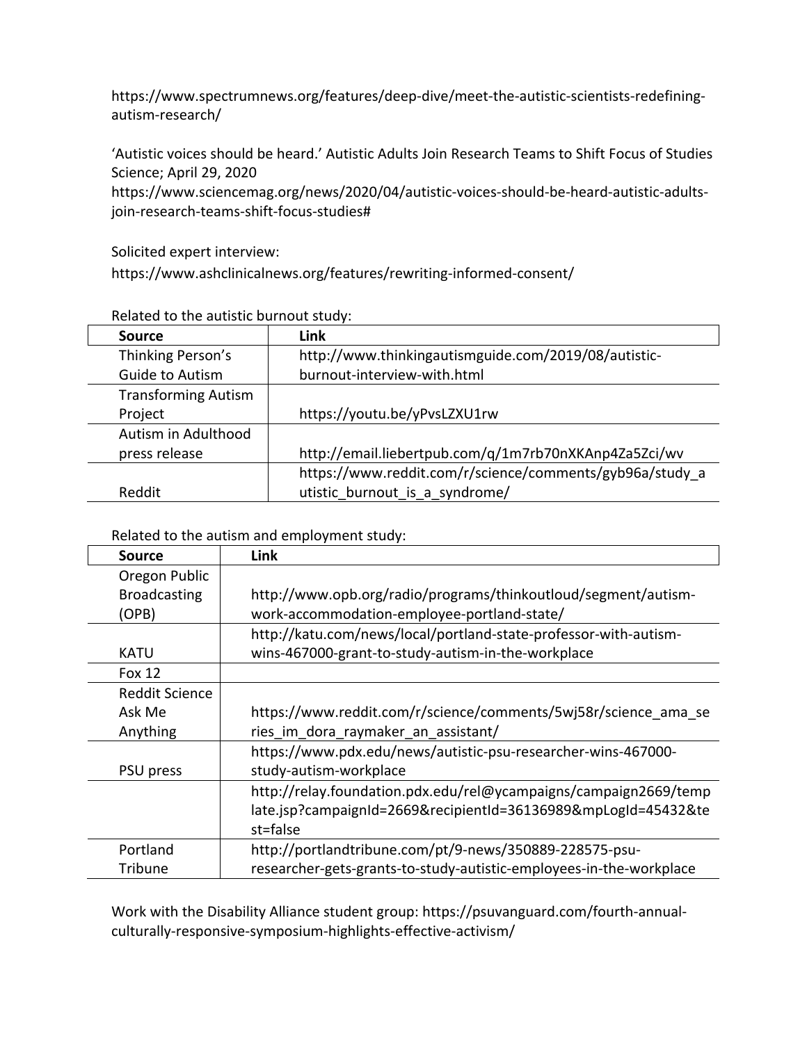https://www.spectrumnews.org/features/deep-dive/meet-the-autistic-scientists-redefining-autism-research/

'Autistic voices should be heard.' Autistic Adults Join Research Teams to Shift Focus of Studies Science; April 29, 2020
https://www.sciencemag.org/news/2020/04/autistic-voices-should-be-heard-autistic-adults-join-research-teams-shift-focus-studies#

Solicited expert interview:
https://www.ashclinicalnews.org/features/rewriting-informed-consent/

Related to the autistic burnout study:

| Source | Link |
| --- | --- |
| Thinking Person's Guide to Autism | http://www.thinkingautismguide.com/2019/08/autistic-burnout-interview-with.html |
| Transforming Autism Project | https://youtu.be/yPvsLZXU1rw |
| Autism in Adulthood press release | http://email.liebertpub.com/q/1m7rb70nXKAnp4Za5Zci/wv |
| Reddit | https://www.reddit.com/r/science/comments/gyb96a/study_autistic_burnout_is_a_syndrome/ |

Related to the autism and employment study:

| Source | Link |
| --- | --- |
| Oregon Public Broadcasting (OPB) | http://www.opb.org/radio/programs/thinkoutloud/segment/autism-work-accommodation-employee-portland-state/ |
| KATU | http://katu.com/news/local/portland-state-professor-with-autism-wins-467000-grant-to-study-autism-in-the-workplace |
| Fox 12 | |
| Reddit Science Ask Me Anything | https://www.reddit.com/r/science/comments/5wj58r/science_ama_series_im_dora_raymaker_an_assistant/ |
| PSU press | https://www.pdx.edu/news/autistic-psu-researcher-wins-467000-study-autism-workplace |
| | http://relay.foundation.pdx.edu/rel@ycampaigns/campaign2669/template.jsp?campaignId=2669&recipientId=36136989&mpLogId=45432&test=false |
| Portland Tribune | http://portlandtribune.com/pt/9-news/350889-228575-psu-researcher-gets-grants-to-study-autistic-employees-in-the-workplace |

Work with the Disability Alliance student group: https://psuvanguard.com/fourth-annual-culturally-responsive-symposium-highlights-effective-activism/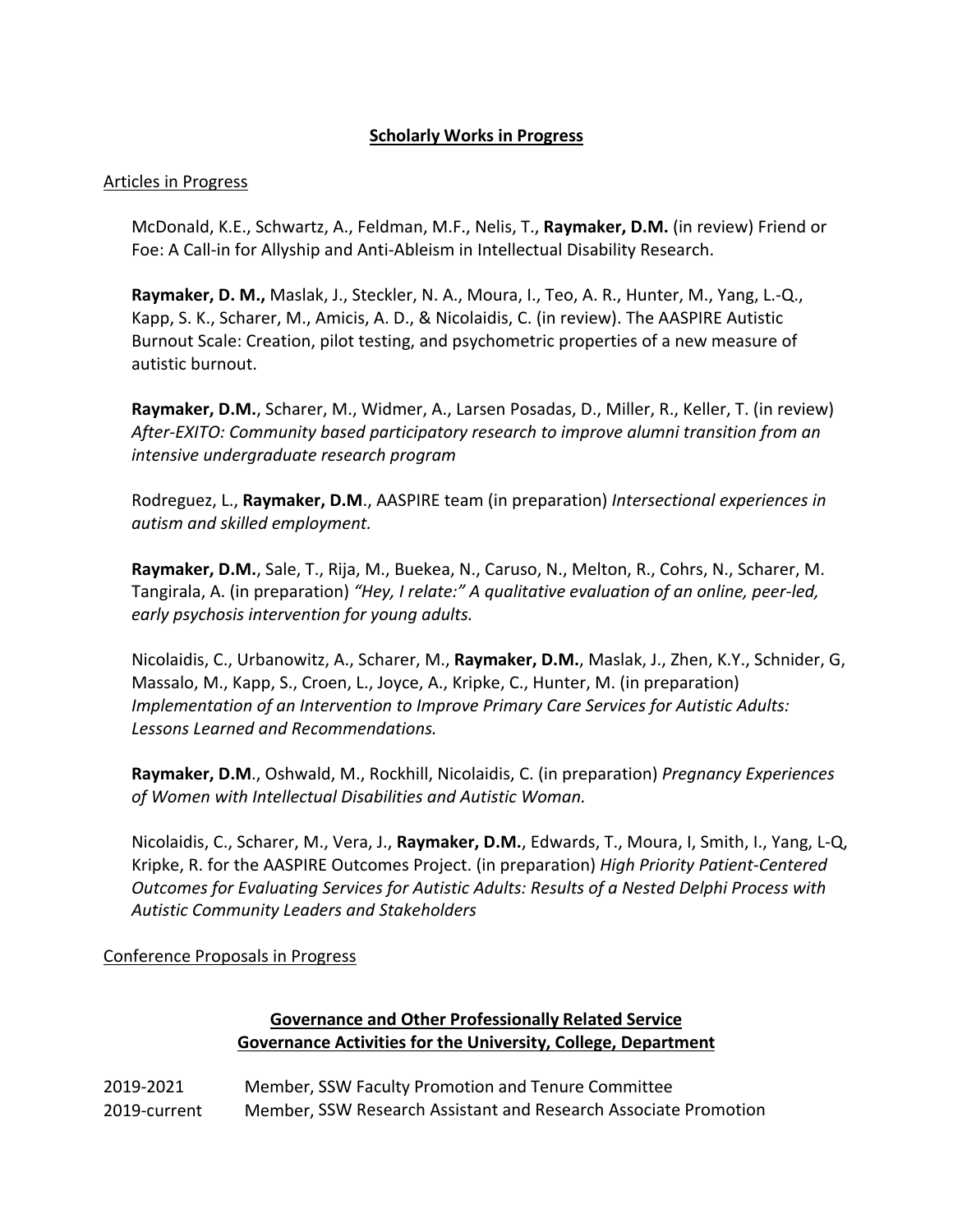## Scholarly Works in Progress

### Articles in Progress

McDonald, K.E., Schwartz, A., Feldman, M.F., Nelis, T., **Raymaker, D.M.** (in review) Friend or Foe: A Call-in for Allyship and Anti-Ableism in Intellectual Disability Research.

**Raymaker, D. M.,** Maslak, J., Steckler, N. A., Moura, I., Teo, A. R., Hunter, M., Yang, L.-Q., Kapp, S. K., Scharer, M., Amicis, A. D., & Nicolaidis, C. (in review). The AASPIRE Autistic Burnout Scale: Creation, pilot testing, and psychometric properties of a new measure of autistic burnout.

**Raymaker, D.M.**, Scharer, M., Widmer, A., Larsen Posadas, D., Miller, R., Keller, T. (in review) *After-EXITO: Community based participatory research to improve alumni transition from an intensive undergraduate research program*

Rodreguez, L., **Raymaker, D.M**., AASPIRE team (in preparation) *Intersectional experiences in autism and skilled employment.*

**Raymaker, D.M.**, Sale, T., Rija, M., Buekea, N., Caruso, N., Melton, R., Cohrs, N., Scharer, M. Tangirala, A. (in preparation) *"Hey, I relate:" A qualitative evaluation of an online, peer-led, early psychosis intervention for young adults.*

Nicolaidis, C., Urbanowitz, A., Scharer, M., **Raymaker, D.M.**, Maslak, J., Zhen, K.Y., Schnider, G, Massalo, M., Kapp, S., Croen, L., Joyce, A., Kripke, C., Hunter, M. (in preparation) *Implementation of an Intervention to Improve Primary Care Services for Autistic Adults: Lessons Learned and Recommendations.*

**Raymaker, D.M**., Oshwald, M., Rockhill, Nicolaidis, C. (in preparation) *Pregnancy Experiences of Women with Intellectual Disabilities and Autistic Woman.*

Nicolaidis, C., Scharer, M., Vera, J., **Raymaker, D.M.**, Edwards, T., Moura, I, Smith, I., Yang, L-Q, Kripke, R. for the AASPIRE Outcomes Project. (in preparation) *High Priority Patient-Centered Outcomes for Evaluating Services for Autistic Adults: Results of a Nested Delphi Process with Autistic Community Leaders and Stakeholders*

### Conference Proposals in Progress

## Governance and Other Professionally Related Service

## Governance Activities for the University, College, Department

2019-2021 Member, SSW Faculty Promotion and Tenure Committee
2019-current Member, SSW Research Assistant and Research Associate Promotion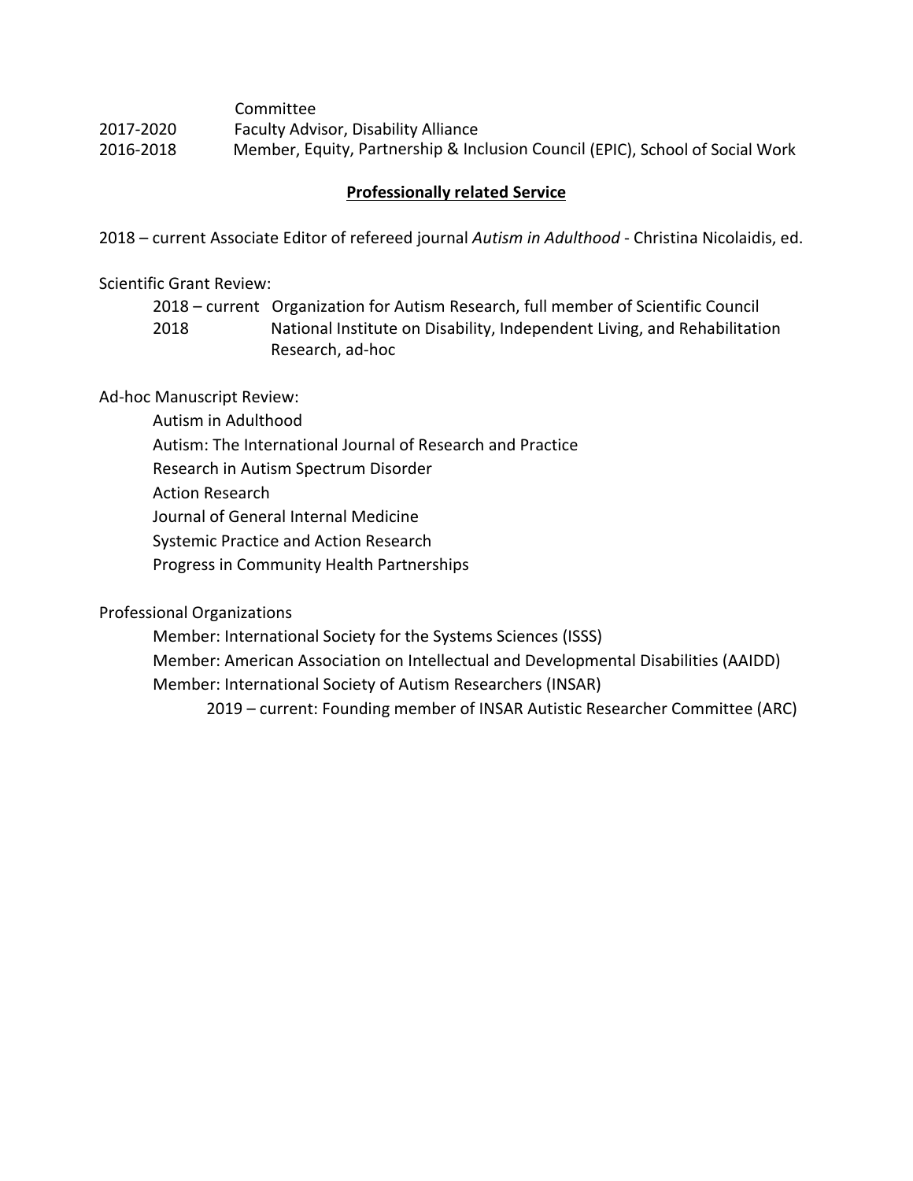Committee

2017-2020 Faculty Advisor, Disability Alliance

2016-2018 Member, Equity, Partnership & Inclusion Council (EPIC), School of Social Work

## Professionally related Service

2018 – current Associate Editor of refereed journal *Autism in Adulthood* - Christina Nicolaidis, ed.

Scientific Grant Review:

- 2018 – current Organization for Autism Research, full member of Scientific Council
- 2018 National Institute on Disability, Independent Living, and Rehabilitation Research, ad-hoc

Ad-hoc Manuscript Review:

- Autism in Adulthood
- Autism: The International Journal of Research and Practice
- Research in Autism Spectrum Disorder
- Action Research
- Journal of General Internal Medicine
- Systemic Practice and Action Research
- Progress in Community Health Partnerships

Professional Organizations

- Member: International Society for the Systems Sciences (ISSS)
- Member: American Association on Intellectual and Developmental Disabilities (AAIDD)
- Member: International Society of Autism Researchers (INSAR)
  - 2019 – current: Founding member of INSAR Autistic Researcher Committee (ARC)